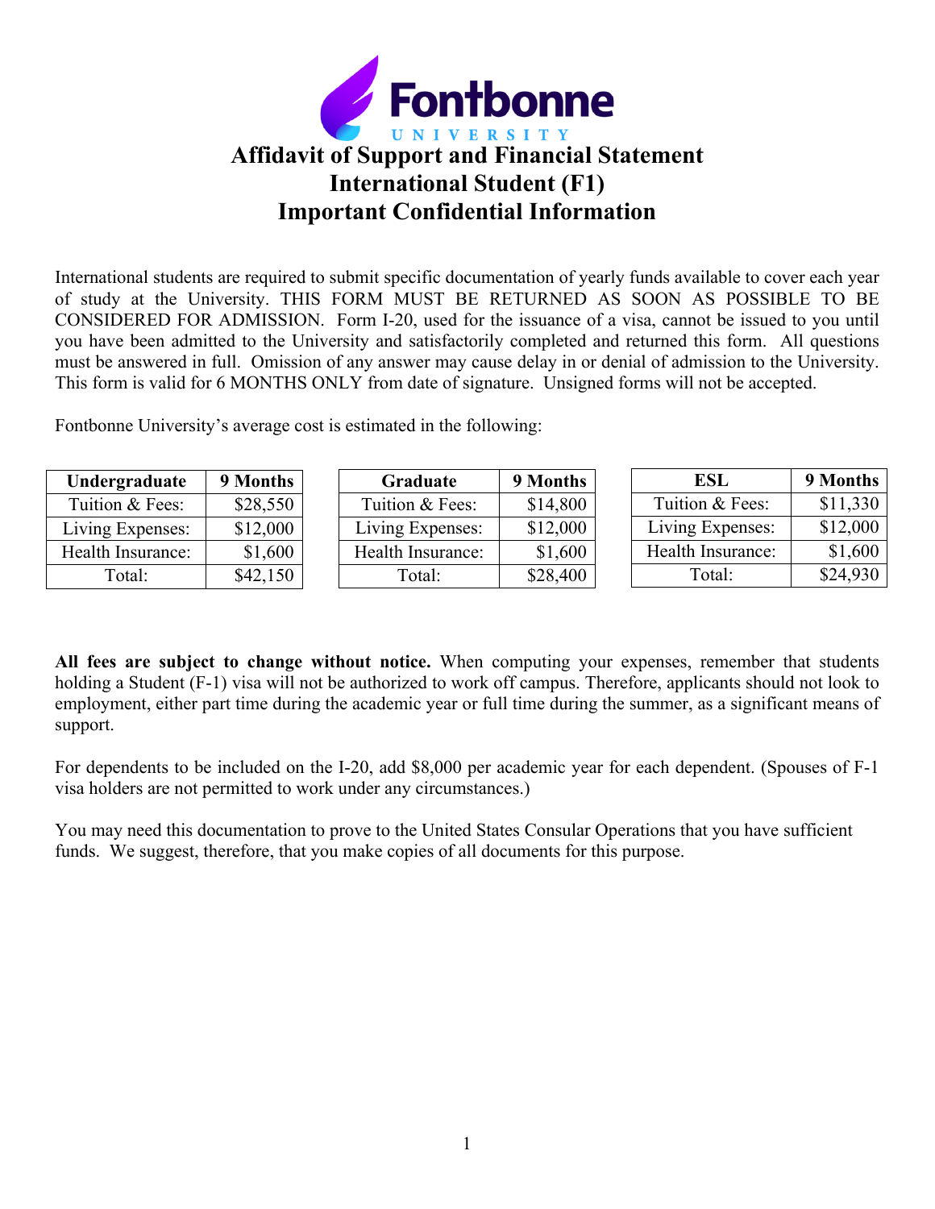Fontbonne UNIVERSITY

# Affidavit of Support and Financial Statement
# International Student (F1)
# Important Confidential Information

International students are required to submit specific documentation of yearly funds available to cover each year of study at the University. THIS FORM MUST BE RETURNED AS SOON AS POSSIBLE TO BE CONSIDERED FOR ADMISSION. Form I-20, used for the issuance of a visa, cannot be issued to you until you have been admitted to the University and satisfactorily completed and returned this form. All questions must be answered in full. Omission of any answer may cause delay in or denial of admission to the University. This form is valid for 6 MONTHS ONLY from date of signature. Unsigned forms will not be accepted.

Fontbonne University's average cost is estimated in the following:

| Undergraduate | 9 Months |
|---|---|
| Tuition & Fees: | $28,550 |
| Living Expenses: | $12,000 |
| Health Insurance: | $1,600 |
| Total: | $42,150 |

| Graduate | 9 Months |
|---|---|
| Tuition & Fees: | $14,800 |
| Living Expenses: | $12,000 |
| Health Insurance: | $1,600 |
| Total: | $28,400 |

| ESL | 9 Months |
|---|---|
| Tuition & Fees: | $11,330 |
| Living Expenses: | $12,000 |
| Health Insurance: | $1,600 |
| Total: | $24,930 |

**All fees are subject to change without notice.** When computing your expenses, remember that students holding a Student (F-1) visa will not be authorized to work off campus. Therefore, applicants should not look to employment, either part time during the academic year or full time during the summer, as a significant means of support.

For dependents to be included on the I-20, add $8,000 per academic year for each dependent. (Spouses of F-1 visa holders are not permitted to work under any circumstances.)

You may need this documentation to prove to the United States Consular Operations that you have sufficient funds. We suggest, therefore, that you make copies of all documents for this purpose.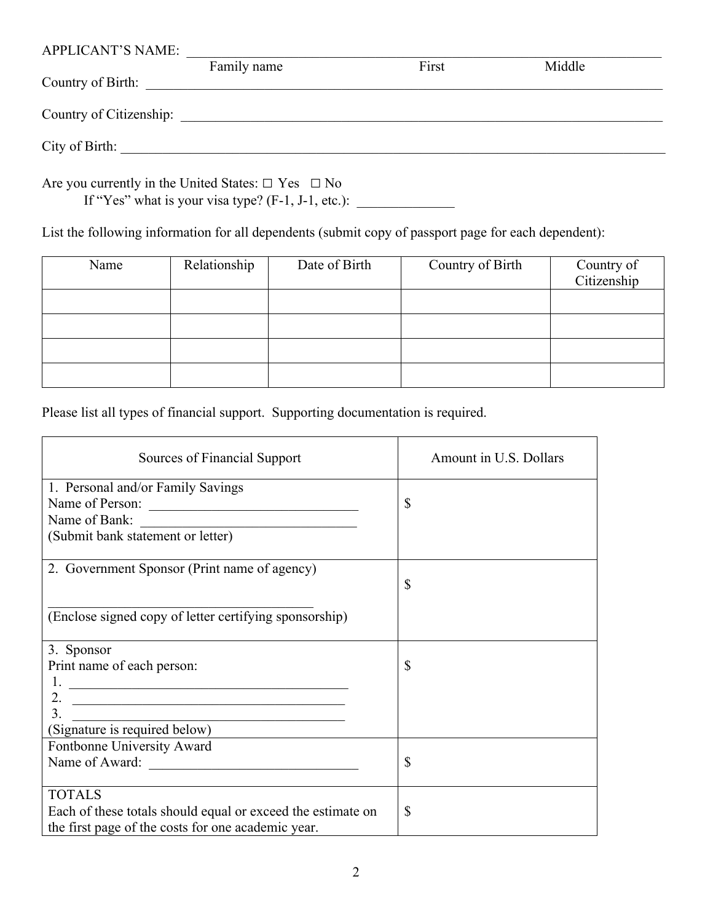APPLICANT'S NAME: ___________________________________________________________________
Family name                                        First                        Middle

Country of Birth: ___________________________________________________________________

Country of Citizenship: ______________________________________________________________

City of Birth: _______________________________________________________________________

Are you currently in the United States: □ Yes □ No

If "Yes" what is your visa type? (F-1, J-1, etc.): ______________

List the following information for all dependents (submit copy of passport page for each dependent):

| Name | Relationship | Date of Birth | Country of Birth | Country of Citizenship |
|---|---|---|---|---|
| | | | | |
| | | | | |
| | | | | |
| | | | | |

Please list all types of financial support. Supporting documentation is required.

| Sources of Financial Support | Amount in U.S. Dollars |
|---|---|
| 1. Personal and/or Family Savings<br>Name of Person: ______________________________<br>Name of Bank: ______________________________<br>(Submit bank statement or letter) | $ |
| 2. Government Sponsor (Print name of agency)<br>______________________________________<br>(Enclose signed copy of letter certifying sponsorship) | $ |
| 3. Sponsor<br>Print name of each person:<br>1. ______________________________________<br>2. ______________________________________<br>3. ______________________________________<br>(Signature is required below) | $ |
| Fontbonne University Award<br>Name of Award: ______________________________ | $ |
| TOTALS<br>Each of these totals should equal or exceed the estimate on the first page of the costs for one academic year. | $ |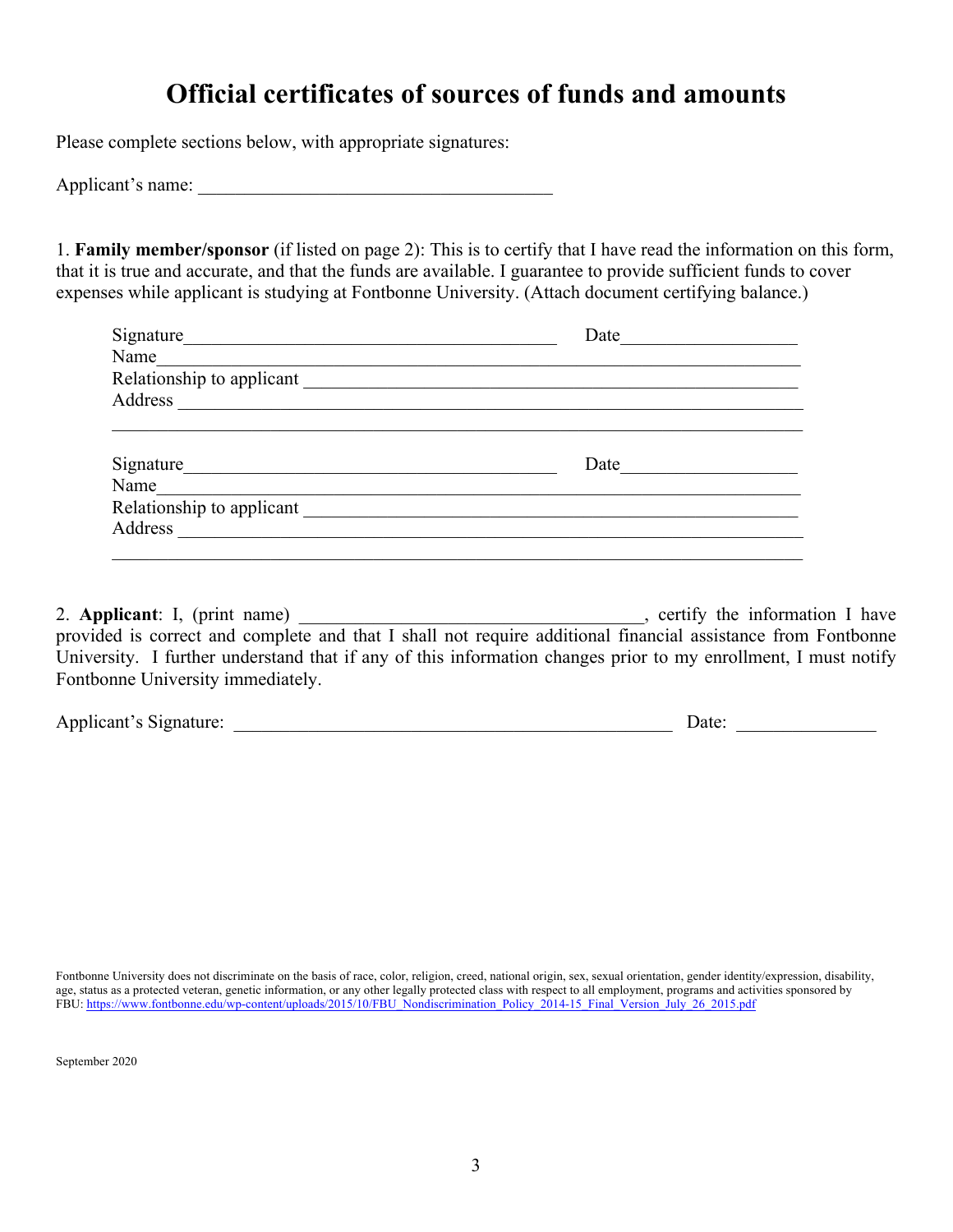# Official certificates of sources of funds and amounts

Please complete sections below, with appropriate signatures:

Applicant's name: ______________________________________

1. **Family member/sponsor** (if listed on page 2): This is to certify that I have read the information on this form, that it is true and accurate, and that the funds are available. I guarantee to provide sufficient funds to cover expenses while applicant is studying at Fontbonne University. (Attach document certifying balance.)

Signature________________________________________ Date__________________

Name____________________________________________________________________

Relationship to applicant _______________________________________________________

Address ________________________________________________________________

________________________________________________________________________

Signature________________________________________ Date__________________

Name____________________________________________________________________

Relationship to applicant _______________________________________________________

Address ________________________________________________________________

________________________________________________________________________

2. **Applicant**: I, (print name) ____________________________________, certify the information I have provided is correct and complete and that I shall not require additional financial assistance from Fontbonne University. I further understand that if any of this information changes prior to my enrollment, I must notify Fontbonne University immediately.

Applicant's Signature: ________________________________________________ Date: ______________

Fontbonne University does not discriminate on the basis of race, color, religion, creed, national origin, sex, sexual orientation, gender identity/expression, disability, age, status as a protected veteran, genetic information, or any other legally protected class with respect to all employment, programs and activities sponsored by FBU: https://www.fontbonne.edu/wp-content/uploads/2015/10/FBU_Nondiscrimination_Policy_2014-15_Final_Version_July_26_2015.pdf

September 2020